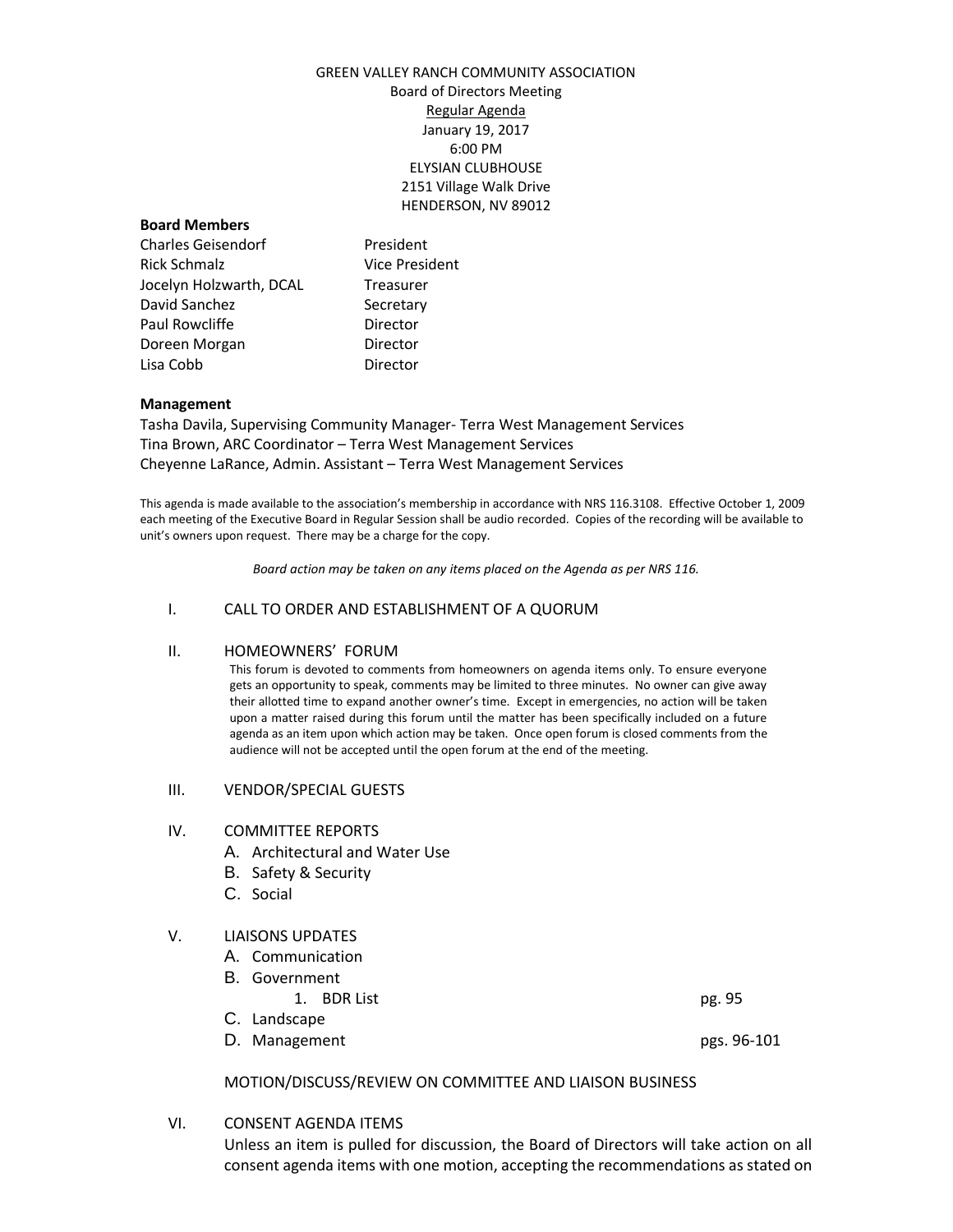GREEN VALLEY RANCH COMMUNITY ASSOCIATION
Board of Directors Meeting
Regular Agenda
January 19, 2017
6:00 PM
ELYSIAN CLUBHOUSE
2151 Village Walk Drive
HENDERSON, NV 89012

**Board Members**

| | |
|---|---|
| Charles Geisendorf | President |
| Rick Schmalz | Vice President |
| Jocelyn Holzwarth, DCAL | Treasurer |
| David Sanchez | Secretary |
| Paul Rowcliffe | Director |
| Doreen Morgan | Director |
| Lisa Cobb | Director |

**Management**

Tasha Davila, Supervising Community Manager- Terra West Management Services
Tina Brown, ARC Coordinator – Terra West Management Services
Cheyenne LaRance, Admin. Assistant – Terra West Management Services

This agenda is made available to the association's membership in accordance with NRS 116.3108. Effective October 1, 2009 each meeting of the Executive Board in Regular Session shall be audio recorded. Copies of the recording will be available to unit's owners upon request. There may be a charge for the copy.

*Board action may be taken on any items placed on the Agenda as per NRS 116.*

I. CALL TO ORDER AND ESTABLISHMENT OF A QUORUM

II. HOMEOWNERS' FORUM

This forum is devoted to comments from homeowners on agenda items only. To ensure everyone gets an opportunity to speak, comments may be limited to three minutes. No owner can give away their allotted time to expand another owner's time. Except in emergencies, no action will be taken upon a matter raised during this forum until the matter has been specifically included on a future agenda as an item upon which action may be taken. Once open forum is closed comments from the audience will not be accepted until the open forum at the end of the meeting.

III. VENDOR/SPECIAL GUESTS

IV. COMMITTEE REPORTS

A. Architectural and Water Use
B. Safety & Security
C. Social

V. LIAISONS UPDATES

A. Communication
B. Government
   1. BDR List — pg. 95
C. Landscape
D. Management — pgs. 96-101

MOTION/DISCUSS/REVIEW ON COMMITTEE AND LIAISON BUSINESS

VI. CONSENT AGENDA ITEMS

Unless an item is pulled for discussion, the Board of Directors will take action on all consent agenda items with one motion, accepting the recommendations as stated on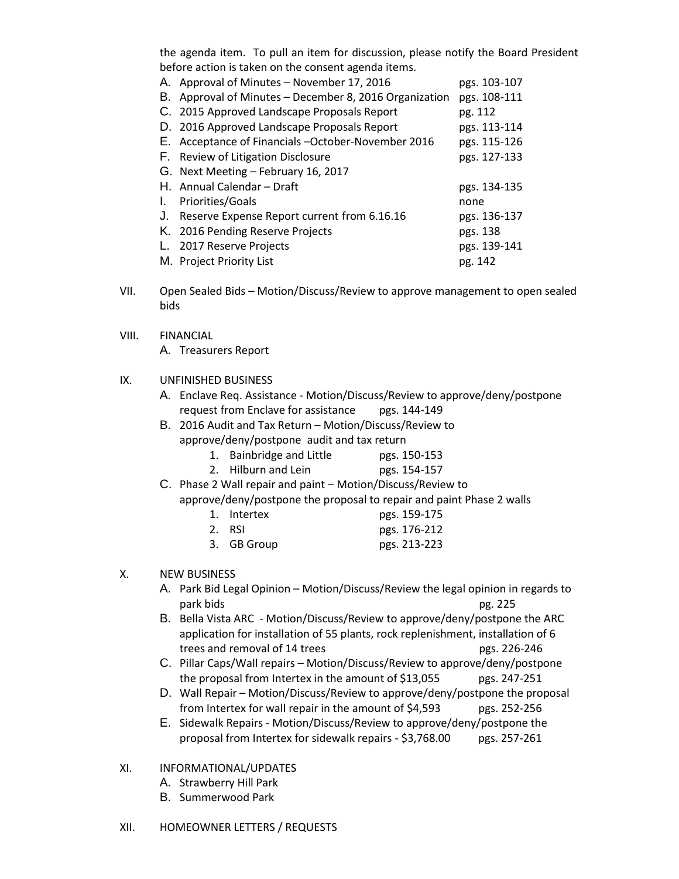the agenda item. To pull an item for discussion, please notify the Board President before action is taken on the consent agenda items.

A. Approval of Minutes – November 17, 2016 pgs. 103-107
B. Approval of Minutes – December 8, 2016 Organization pgs. 108-111
C. 2015 Approved Landscape Proposals Report pg. 112
D. 2016 Approved Landscape Proposals Report pgs. 113-114
E. Acceptance of Financials –October-November 2016 pgs. 115-126
F. Review of Litigation Disclosure pgs. 127-133
G. Next Meeting – February 16, 2017
H. Annual Calendar – Draft pgs. 134-135
I. Priorities/Goals none
J. Reserve Expense Report current from 6.16.16 pgs. 136-137
K. 2016 Pending Reserve Projects pgs. 138
L. 2017 Reserve Projects pgs. 139-141
M. Project Priority List pg. 142

VII. Open Sealed Bids – Motion/Discuss/Review to approve management to open sealed bids

VIII. FINANCIAL

A. Treasurers Report

IX. UNFINISHED BUSINESS

A. Enclave Req. Assistance - Motion/Discuss/Review to approve/deny/postpone request from Enclave for assistance pgs. 144-149
B. 2016 Audit and Tax Return – Motion/Discuss/Review to approve/deny/postpone audit and tax return
   1. Bainbridge and Little pgs. 150-153
   2. Hilburn and Lein pgs. 154-157
C. Phase 2 Wall repair and paint – Motion/Discuss/Review to approve/deny/postpone the proposal to repair and paint Phase 2 walls
   1. Intertex pgs. 159-175
   2. RSI pgs. 176-212
   3. GB Group pgs. 213-223

X. NEW BUSINESS

A. Park Bid Legal Opinion – Motion/Discuss/Review the legal opinion in regards to park bids pg. 225
B. Bella Vista ARC - Motion/Discuss/Review to approve/deny/postpone the ARC application for installation of 55 plants, rock replenishment, installation of 6 trees and removal of 14 trees pgs. 226-246
C. Pillar Caps/Wall repairs – Motion/Discuss/Review to approve/deny/postpone the proposal from Intertex in the amount of $13,055 pgs. 247-251
D. Wall Repair – Motion/Discuss/Review to approve/deny/postpone the proposal from Intertex for wall repair in the amount of $4,593 pgs. 252-256
E. Sidewalk Repairs - Motion/Discuss/Review to approve/deny/postpone the proposal from Intertex for sidewalk repairs - $3,768.00 pgs. 257-261

XI. INFORMATIONAL/UPDATES

A. Strawberry Hill Park
B. Summerwood Park

XII. HOMEOWNER LETTERS / REQUESTS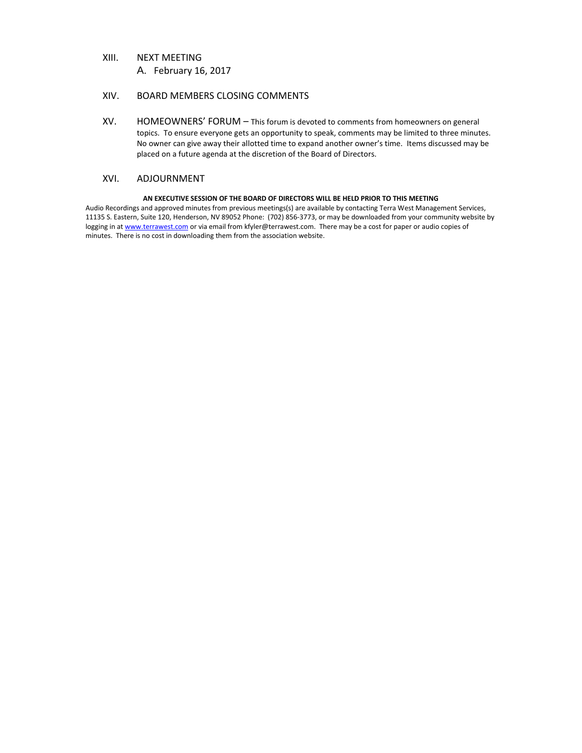XIII. NEXT MEETING

A. February 16, 2017

XIV. BOARD MEMBERS CLOSING COMMENTS

XV. HOMEOWNERS' FORUM – This forum is devoted to comments from homeowners on general topics. To ensure everyone gets an opportunity to speak, comments may be limited to three minutes. No owner can give away their allotted time to expand another owner's time. Items discussed may be placed on a future agenda at the discretion of the Board of Directors.

XVI. ADJOURNMENT

**AN EXECUTIVE SESSION OF THE BOARD OF DIRECTORS WILL BE HELD PRIOR TO THIS MEETING**

Audio Recordings and approved minutes from previous meetings(s) are available by contacting Terra West Management Services, 11135 S. Eastern, Suite 120, Henderson, NV 89052 Phone: (702) 856-3773, or may be downloaded from your community website by logging in at [www.terrawest.com](http://www.terrawest.com) or via email from kfyler@terrawest.com. There may be a cost for paper or audio copies of minutes. There is no cost in downloading them from the association website.